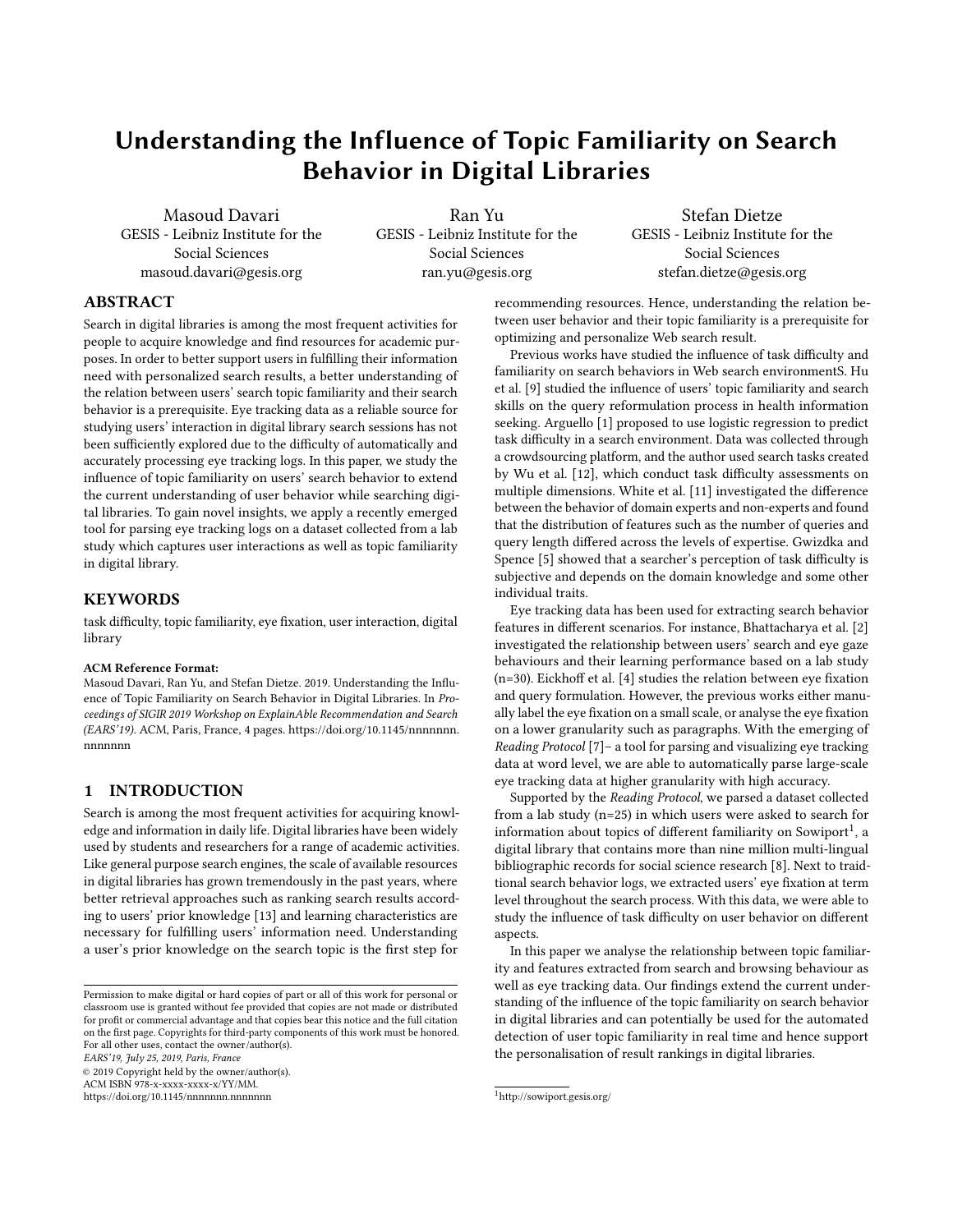# Understanding the Influence of Topic Familiarity on Search Behavior in Digital Libraries

Masoud Davari
GESIS - Leibniz Institute for the Social Sciences
masoud.davari@gesis.org

Ran Yu
GESIS - Leibniz Institute for the Social Sciences
ran.yu@gesis.org

Stefan Dietze
GESIS - Leibniz Institute for the Social Sciences
stefan.dietze@gesis.org

## ABSTRACT

Search in digital libraries is among the most frequent activities for people to acquire knowledge and find resources for academic purposes. In order to better support users in fulfilling their information need with personalized search results, a better understanding of the relation between users' search topic familiarity and their search behavior is a prerequisite. Eye tracking data as a reliable source for studying users' interaction in digital library search sessions has not been sufficiently explored due to the difficulty of automatically and accurately processing eye tracking logs. In this paper, we study the influence of topic familiarity on users' search behavior to extend the current understanding of user behavior while searching digital libraries. To gain novel insights, we apply a recently emerged tool for parsing eye tracking logs on a dataset collected from a lab study which captures user interactions as well as topic familiarity in digital library.

## KEYWORDS

task difficulty, topic familiarity, eye fixation, user interaction, digital library

**ACM Reference Format:**
Masoud Davari, Ran Yu, and Stefan Dietze. 2019. Understanding the Influence of Topic Familiarity on Search Behavior in Digital Libraries. In *Proceedings of SIGIR 2019 Workshop on ExplainAble Recommendation and Search (EARS'19).* ACM, Paris, France, 4 pages. https://doi.org/10.1145/nnnnnnn.nnnnnnn

## 1 INTRODUCTION

Search is among the most frequent activities for acquiring knowledge and information in daily life. Digital libraries have been widely used by students and researchers for a range of academic activities. Like general purpose search engines, the scale of available resources in digital libraries has grown tremendously in the past years, where better retrieval approaches such as ranking search results according to users' prior knowledge [13] and learning characteristics are necessary for fulfilling users' information need. Understanding a user's prior knowledge on the search topic is the first step for recommending resources. Hence, understanding the relation between user behavior and their topic familiarity is a prerequisite for optimizing and personalize Web search result.

Previous works have studied the influence of task difficulty and familiarity on search behaviors in Web search environmentS. Hu et al. [9] studied the influence of users' topic familiarity and search skills on the query reformulation process in health information seeking. Arguello [1] proposed to use logistic regression to predict task difficulty in a search environment. Data was collected through a crowdsourcing platform, and the author used search tasks created by Wu et al. [12], which conduct task difficulty assessments on multiple dimensions. White et al. [11] investigated the difference between the behavior of domain experts and non-experts and found that the distribution of features such as the number of queries and query length differed across the levels of expertise. Gwizdka and Spence [5] showed that a searcher's perception of task difficulty is subjective and depends on the domain knowledge and some other individual traits.

Eye tracking data has been used for extracting search behavior features in different scenarios. For instance, Bhattacharya et al. [2] investigated the relationship between users' search and eye gaze behaviours and their learning performance based on a lab study (n=30). Eickhoff et al. [4] studies the relation between eye fixation and query formulation. However, the previous works either manually label the eye fixation on a small scale, or analyse the eye fixation on a lower granularity such as paragraphs. With the emerging of *Reading Protocol* [7]– a tool for parsing and visualizing eye tracking data at word level, we are able to automatically parse large-scale eye tracking data at higher granularity with high accuracy.

Supported by the *Reading Protocol*, we parsed a dataset collected from a lab study (n=25) in which users were asked to search for information about topics of different familiarity on Sowiport[1], a digital library that contains more than nine million multi-lingual bibliographic records for social science research [8]. Next to traidtional search behavior logs, we extracted users' eye fixation at term level throughout the search process. With this data, we were able to study the influence of task difficulty on user behavior on different aspects.

In this paper we analyse the relationship between topic familiarity and features extracted from search and browsing behaviour as well as eye tracking data. Our findings extend the current understanding of the influence of the topic familiarity on search behavior in digital libraries and can potentially be used for the automated detection of user topic familiarity in real time and hence support the personalisation of result rankings in digital libraries.

[1] http://sowiport.gesis.org/

Permission to make digital or hard copies of part or all of this work for personal or classroom use is granted without fee provided that copies are not made or distributed for profit or commercial advantage and that copies bear this notice and the full citation on the first page. Copyrights for third-party components of this work must be honored. For all other uses, contact the owner/author(s).
*EARS'19, July 25, 2019, Paris, France*
© 2019 Copyright held by the owner/author(s).
ACM ISBN 978-x-xxxx-xxxx-x/YY/MM.
https://doi.org/10.1145/nnnnnnn.nnnnnnn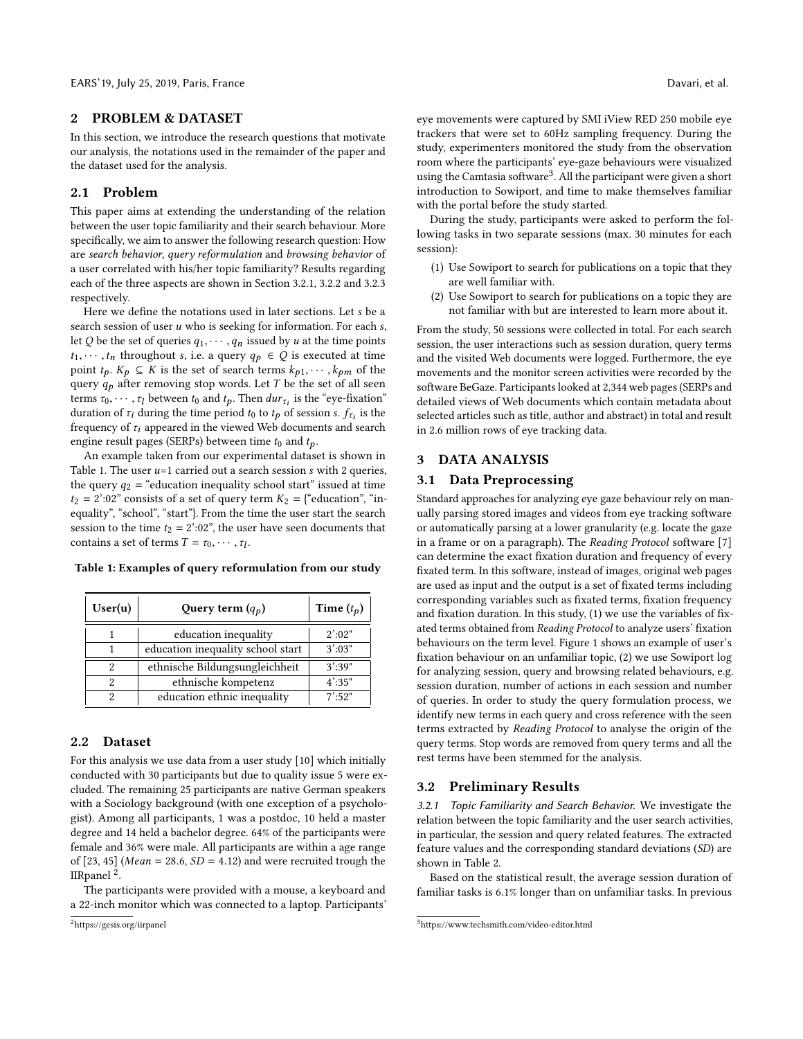## 2 PROBLEM & DATASET

In this section, we introduce the research questions that motivate our analysis, the notations used in the remainder of the paper and the dataset used for the analysis.

### 2.1 Problem

This paper aims at extending the understanding of the relation between the user topic familiarity and their search behaviour. More specifically, we aim to answer the following research question: How are *search behavior*, *query reformulation* and *browsing behavior* of a user correlated with his/her topic familiarity? Results regarding each of the three aspects are shown in Section 3.2.1, 3.2.2 and 3.2.3 respectively.

Here we define the notations used in later sections. Let $s$ be a search session of user $u$ who is seeking for information. For each $s$, let $Q$ be the set of queries $q_1, \cdots, q_n$ issued by $u$ at the time points $t_1, \cdots, t_n$ throughout $s$, i.e. a query $q_p \in Q$ is executed at time point $t_p$. $K_p \subseteq K$ is the set of search terms $k_{p1}, \cdots, k_{pm}$ of the query $q_p$ after removing stop words. Let $T$ be the set of all seen terms $\tau_0, \cdots, \tau_l$ between $t_0$ and $t_p$. Then $dur_{\tau_i}$ is the "eye-fixation" duration of $\tau_i$ during the time period $t_0$ to $t_p$ of session $s$. $f_{\tau_i}$ is the frequency of $\tau_i$ appeared in the viewed Web documents and search engine result pages (SERPs) between time $t_0$ and $t_p$.

An example taken from our experimental dataset is shown in Table 1. The user $u$=1 carried out a search session $s$ with 2 queries, the query $q_2$ = "education inequality school start" issued at time $t_2$ = 2':02", consists of a set of query term $K_2$ = {"education", "inequality", "school", "start"}. From the time the user start the search session to the time $t_2$ = 2':02", the user have seen documents that contains a set of terms $T = \tau_0, \cdots, \tau_l$.

**Table 1: Examples of query reformulation from our study**

| User(u) | Query term ($q_p$) | Time ($t_p$) |
|---|---|---|
| 1 | education inequality | 2':02" |
| 1 | education inequality school start | 3':03" |
| 2 | ethnische Bildungsungleichheit | 3':39" |
| 2 | ethnische kompetenz | 4':35" |
| 2 | education ethnic inequality | 7':52" |

### 2.2 Dataset

For this analysis we use data from a user study [10] which initially conducted with 30 participants but due to quality issue 5 were excluded. The remaining 25 participants are native German speakers with a Sociology background (with one exception of a psychologist). Among all participants, 1 was a postdoc, 10 held a master degree and 14 held a bachelor degree. 64% of the participants were female and 36% were male. All participants are within a age range of [23, 45] (*Mean* = 28.6, *SD* = 4.12) and were recruited trough the IIRpanel [2].

The participants were provided with a mouse, a keyboard and a 22-inch monitor which was connected to a laptop. Participants' eye movements were captured by SMI iView RED 250 mobile eye trackers that were set to 60Hz sampling frequency. During the study, experimenters monitored the study from the observation room where the participants' eye-gaze behaviours were visualized using the Camtasia software[3]. All the participant were given a short introduction to Sowiport, and time to make themselves familiar with the portal before the study started.

During the study, participants were asked to perform the following tasks in two separate sessions (max. 30 minutes for each session):

1. Use Sowiport to search for publications on a topic that they are well familiar with.
2. Use Sowiport to search for publications on a topic they are not familiar with but are interested to learn more about it.

From the study, 50 sessions were collected in total. For each search session, the user interactions such as session duration, query terms and the visited Web documents were logged. Furthermore, the eye movements and the monitor screen activities were recorded by the software BeGaze. Participants looked at 2,344 web pages (SERPs and detailed views of Web documents which contain metadata about selected articles such as title, author and abstract) in total and result in 2.6 million rows of eye tracking data.

[2] https://gesis.org/iirpanel

[3] https://www.techsmith.com/video-editor.html

## 3 DATA ANALYSIS

### 3.1 Data Preprocessing

Standard approaches for analyzing eye gaze behaviour rely on manually parsing stored images and videos from eye tracking software or automatically parsing at a lower granularity (e.g. locate the gaze in a frame or on a paragraph). The *Reading Protocol* software [7] can determine the exact fixation duration and frequency of every fixated term. In this software, instead of images, original web pages are used as input and the output is a set of fixated terms including corresponding variables such as fixated terms, fixation frequency and fixation duration. In this study, (1) we use the variables of fixated terms obtained from *Reading Protocol* to analyze users' fixation behaviours on the term level. Figure 1 shows an example of user's fixation behaviour on an unfamiliar topic, (2) we use Sowiport log for analyzing session, query and browsing related behaviours, e.g. session duration, number of actions in each session and number of queries. In order to study the query formulation process, we identify new terms in each query and cross reference with the seen terms extracted by *Reading Protocol* to analyse the origin of the query terms. Stop words are removed from query terms and all the rest terms have been stemmed for the analysis.

### 3.2 Preliminary Results

*3.2.1 Topic Familiarity and Search Behavior.* We investigate the relation between the topic familiarity and the user search activities, in particular, the session and query related features. The extracted feature values and the corresponding standard deviations (*SD*) are shown in Table 2.

Based on the statistical result, the average session duration of familiar tasks is 6.1% longer than on unfamiliar tasks. In previous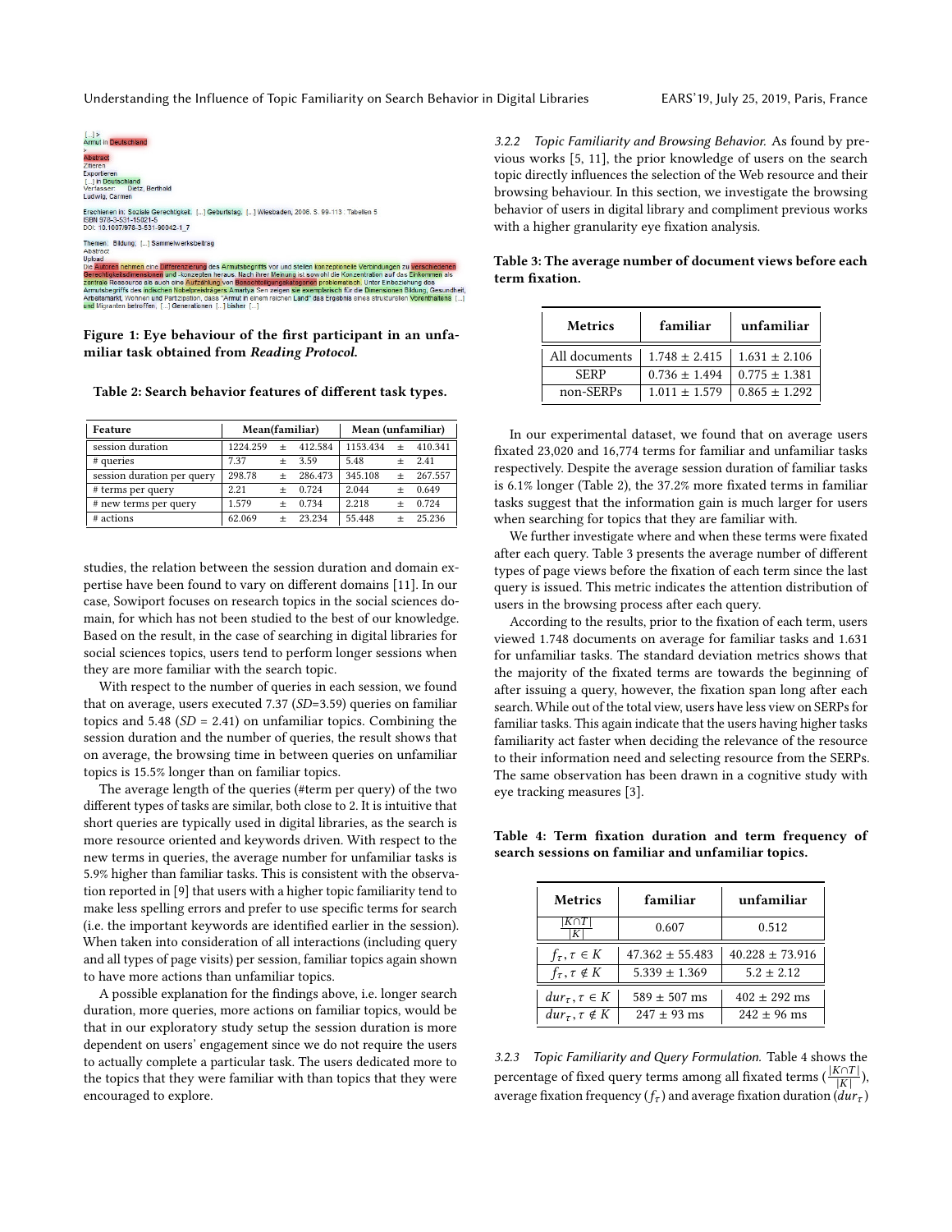Figure 1: Eye behaviour of the first participant in an unfamiliar task obtained from *Reading Protocol*.

**Table 2: Search behavior features of different task types.**

| Feature | Mean(familiar) | Mean (unfamiliar) |
|---|---|---|
| session duration | 1224.259 ± 412.584 | 1153.434 ± 410.341 |
| # queries | 7.37 ± 3.59 | 5.48 ± 2.41 |
| session duration per query | 298.78 ± 286.473 | 345.108 ± 267.557 |
| # terms per query | 2.21 ± 0.724 | 2.044 ± 0.649 |
| # new terms per query | 1.579 ± 0.734 | 2.218 ± 0.724 |
| # actions | 62.069 ± 23.234 | 55.448 ± 25.236 |

studies, the relation between the session duration and domain expertise have been found to vary on different domains [11]. In our case, Sowiport focuses on research topics in the social sciences domain, for which has not been studied to the best of our knowledge. Based on the result, in the case of searching in digital libraries for social sciences topics, users tend to perform longer sessions when they are more familiar with the search topic.

With respect to the number of queries in each session, we found that on average, users executed 7.37 ($SD$=3.59) queries on familiar topics and 5.48 ($SD$ = 2.41) on unfamiliar topics. Combining the session duration and the number of queries, the result shows that on average, the browsing time in between queries on unfamiliar topics is 15.5% longer than on familiar topics.

The average length of the queries (#term per query) of the two different types of tasks are similar, both close to 2. It is intuitive that short queries are typically used in digital libraries, as the search is more resource oriented and keywords driven. With respect to the new terms in queries, the average number for unfamiliar tasks is 5.9% higher than familiar tasks. This is consistent with the observation reported in [9] that users with a higher topic familiarity tend to make less spelling errors and prefer to use specific terms for search (i.e. the important keywords are identified earlier in the session). When taken into consideration of all interactions (including query and all types of page visits) per session, familiar topics again shown to have more actions than unfamiliar topics.

A possible explanation for the findings above, i.e. longer search duration, more queries, more actions on familiar topics, would be that in our exploratory study setup the session duration is more dependent on users' engagement since we do not require the users to actually complete a particular task. The users dedicated more to the topics that they were familiar with than topics that they were encouraged to explore.

#### 3.2.2 *Topic Familiarity and Browsing Behavior.*

As found by previous works [5, 11], the prior knowledge of users on the search topic directly influences the selection of the Web resource and their browsing behaviour. In this section, we investigate the browsing behavior of users in digital library and compliment previous works with a higher granularity eye fixation analysis.

**Table 3: The average number of document views before each term fixation.**

| Metrics | familiar | unfamiliar |
|---|---|---|
| All documents | 1.748 ± 2.415 | 1.631 ± 2.106 |
| SERP | 0.736 ± 1.494 | 0.775 ± 1.381 |
| non-SERPs | 1.011 ± 1.579 | 0.865 ± 1.292 |

In our experimental dataset, we found that on average users fixated 23,020 and 16,774 terms for familiar and unfamiliar tasks respectively. Despite the average session duration of familiar tasks is 6.1% longer (Table 2), the 37.2% more fixated terms in familiar tasks suggest that the information gain is much larger for users when searching for topics that they are familiar with.

We further investigate where and when these terms were fixated after each query. Table 3 presents the average number of different types of page views before the fixation of each term since the last query is issued. This metric indicates the attention distribution of users in the browsing process after each query.

According to the results, prior to the fixation of each term, users viewed 1.748 documents on average for familiar tasks and 1.631 for unfamiliar tasks. The standard deviation metrics shows that the majority of the fixated terms are towards the beginning of after issuing a query, however, the fixation span long after each search. While out of the total view, users have less view on SERPs for familiar tasks. This again indicate that the users having higher tasks familiarity act faster when deciding the relevance of the resource to their information need and selecting resource from the SERPs. The same observation has been drawn in a cognitive study with eye tracking measures [3].

**Table 4: Term fixation duration and term frequency of search sessions on familiar and unfamiliar topics.**

| Metrics | familiar | unfamiliar |
|---|---|---|
| $\frac{\lvert K \cap T \rvert}{\lvert K \rvert}$ | 0.607 | 0.512 |
| $f_\tau, \tau \in K$ | 47.362 ± 55.483 | 40.228 ± 73.916 |
| $f_\tau, \tau \notin K$ | 5.339 ± 1.369 | 5.2 ± 2.12 |
| $dur_\tau, \tau \in K$ | 589 ± 507 ms | 402 ± 292 ms |
| $dur_\tau, \tau \notin K$ | 247 ± 93 ms | 242 ± 96 ms |

#### 3.2.3 *Topic Familiarity and Query Formulation.*

Table 4 shows the percentage of fixed query terms among all fixated terms ($\frac{|K \cap T|}{|K|}$), average fixation frequency ($f_\tau$) and average fixation duration ($dur_\tau$)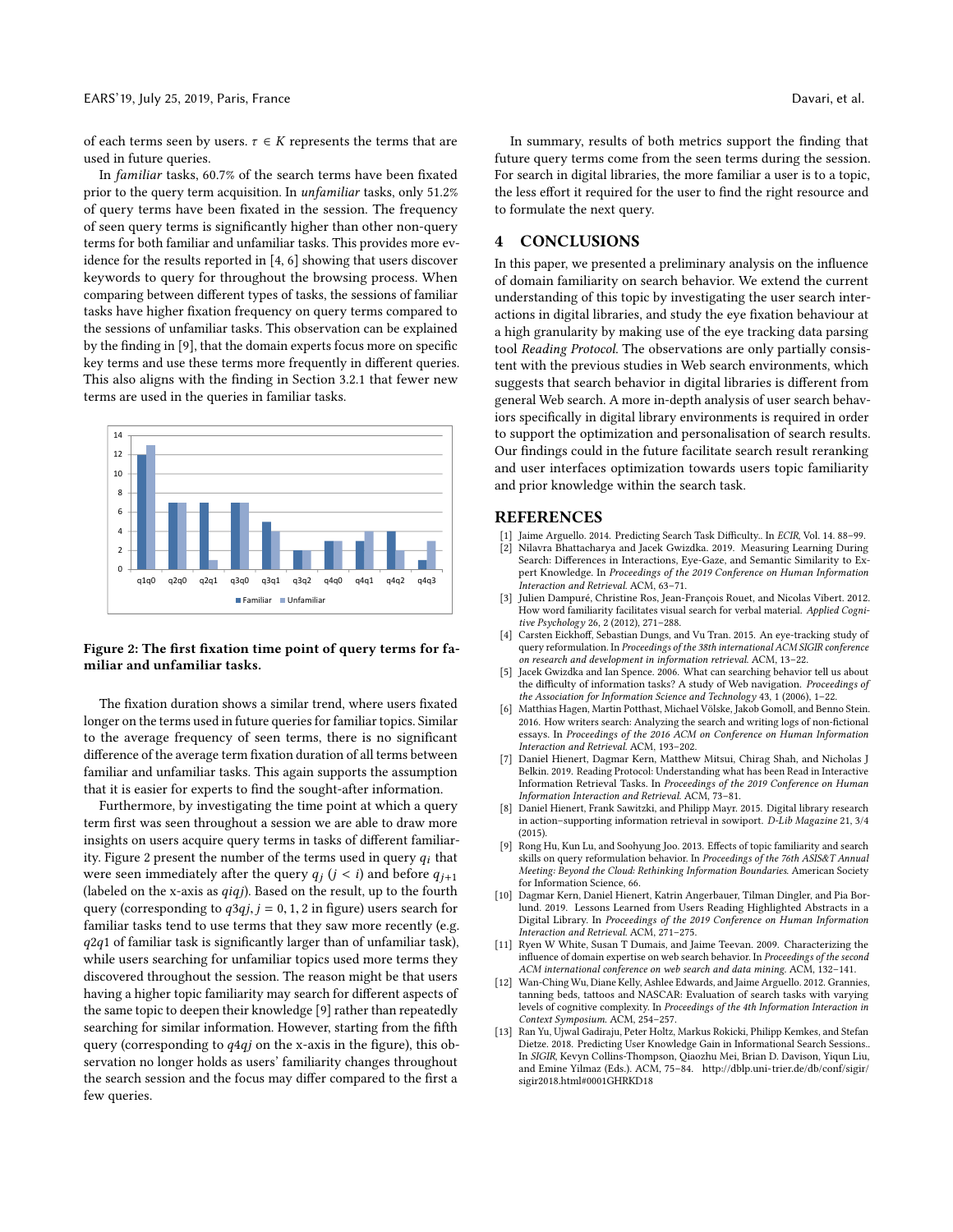of each terms seen by users. $\tau \in K$ represents the terms that are used in future queries.

In *familiar* tasks, 60.7% of the search terms have been fixated prior to the query term acquisition. In *unfamiliar* tasks, only 51.2% of query terms have been fixated in the session. The frequency of seen query terms is significantly higher than other non-query terms for both familiar and unfamiliar tasks. This provides more evidence for the results reported in [4, 6] showing that users discover keywords to query for throughout the browsing process. When comparing between different types of tasks, the sessions of familiar tasks have higher fixation frequency on query terms compared to the sessions of unfamiliar tasks. This observation can be explained by the finding in [9], that the domain experts focus more on specific key terms and use these terms more frequently in different queries. This also aligns with the finding in Section 3.2.1 that fewer new terms are used in the queries in familiar tasks.

14
12
10
8
6
4
2
0
q1q0 q2q0 q2q1 q3q0 q3q1 q3q2 q4q0 q4q1 q4q2 q4q3
Familiar Unfamiliar

**Figure 2: The first fixation time point of query terms for familiar and unfamiliar tasks.**

The fixation duration shows a similar trend, where users fixated longer on the terms used in future queries for familiar topics. Similar to the average frequency of seen terms, there is no significant difference of the average term fixation duration of all terms between familiar and unfamiliar tasks. This again supports the assumption that it is easier for experts to find the sought-after information.

Furthermore, by investigating the time point at which a query term first was seen throughout a session we are able to draw more insights on users acquire query terms in tasks of different familiarity. Figure 2 present the number of the terms used in query $q_i$ that were seen immediately after the query $q_j$ ($j < i$) and before $q_{j+1}$ (labeled on the x-axis as $qiqj$). Based on the result, up to the fourth query (corresponding to $q3qj, j = 0, 1, 2$ in figure) users search for familiar tasks tend to use terms that they saw more recently (e.g. $q2q1$ of familiar task is significantly larger than of unfamiliar task), while users searching for unfamiliar topics used more terms they discovered throughout the session. The reason might be that users having a higher topic familiarity may search for different aspects of the same topic to deepen their knowledge [9] rather than repeatedly searching for similar information. However, starting from the fifth query (corresponding to $q4qj$ on the x-axis in the figure), this observation no longer holds as users' familiarity changes throughout the search session and the focus may differ compared to the first a few queries.

In summary, results of both metrics support the finding that future query terms come from the seen terms during the session. For search in digital libraries, the more familiar a user is to a topic, the less effort it required for the user to find the right resource and to formulate the next query.

## 4 CONCLUSIONS

In this paper, we presented a preliminary analysis on the influence of domain familiarity on search behavior. We extend the current understanding of this topic by investigating the user search interactions in digital libraries, and study the eye fixation behaviour at a high granularity by making use of the eye tracking data parsing tool *Reading Protocol*. The observations are only partially consistent with the previous studies in Web search environments, which suggests that search behavior in digital libraries is different from general Web search. A more in-depth analysis of user search behaviors specifically in digital library environments is required in order to support the optimization and personalisation of search results. Our findings could in the future facilitate search result reranking and user interfaces optimization towards users topic familiarity and prior knowledge within the search task.

## REFERENCES

[1] Jaime Arguello. 2014. Predicting Search Task Difficulty.. In *ECIR*, Vol. 14. 88–99.

[2] Nilavra Bhattacharya and Jacek Gwizdka. 2019. Measuring Learning During Search: Differences in Interactions, Eye-Gaze, and Semantic Similarity to Expert Knowledge. In *Proceedings of the 2019 Conference on Human Information Interaction and Retrieval*. ACM, 63–71.

[3] Julien Dampuré, Christine Ros, Jean-François Rouet, and Nicolas Vibert. 2012. How word familiarity facilitates visual search for verbal material. *Applied Cognitive Psychology* 26, 2 (2012), 271–288.

[4] Carsten Eickhoff, Sebastian Dungs, and Vu Tran. 2015. An eye-tracking study of query reformulation. In *Proceedings of the 38th international ACM SIGIR conference on research and development in information retrieval*. ACM, 13–22.

[5] Jacek Gwizdka and Ian Spence. 2006. What can searching behavior tell us about the difficulty of information tasks? A study of Web navigation. *Proceedings of the Association for Information Science and Technology* 43, 1 (2006), 1–22.

[6] Matthias Hagen, Martin Potthast, Michael Völske, Jakob Gomoll, and Benno Stein. 2016. How writers search: Analyzing the search and writing logs of non-fictional essays. In *Proceedings of the 2016 ACM on Conference on Human Information Interaction and Retrieval*. ACM, 193–202.

[7] Daniel Hienert, Dagmar Kern, Matthew Mitsui, Chirag Shah, and Nicholas J Belkin. 2019. Reading Protocol: Understanding what has been Read in Interactive Information Retrieval Tasks. In *Proceedings of the 2019 Conference on Human Information Interaction and Retrieval*. ACM, 73–81.

[8] Daniel Hienert, Frank Sawitzki, and Philipp Mayr. 2015. Digital library research in action–supporting information retrieval in sowiport. *D-Lib Magazine* 21, 3/4 (2015).

[9] Rong Hu, Kun Lu, and Soohyung Joo. 2013. Effects of topic familiarity and search skills on query reformulation behavior. In *Proceedings of the 76th ASIS&T Annual Meeting: Beyond the Cloud: Rethinking Information Boundaries*. American Society for Information Science, 66.

[10] Dagmar Kern, Daniel Hienert, Katrin Angerbauer, Tilman Dingler, and Pia Borlund. 2019. Lessons Learned from Users Reading Highlighted Abstracts in a Digital Library. In *Proceedings of the 2019 Conference on Human Information Interaction and Retrieval*. ACM, 271–275.

[11] Ryen W White, Susan T Dumais, and Jaime Teevan. 2009. Characterizing the influence of domain expertise on web search behavior. In *Proceedings of the second ACM international conference on web search and data mining*. ACM, 132–141.

[12] Wan-Ching Wu, Diane Kelly, Ashlee Edwards, and Jaime Arguello. 2012. Grannies, tanning beds, tattoos and NASCAR: Evaluation of search tasks with varying levels of cognitive complexity. In *Proceedings of the 4th Information Interaction in Context Symposium*. ACM, 254–257.

[13] Ran Yu, Ujwal Gadiraju, Peter Holtz, Markus Rokicki, Philipp Kemkes, and Stefan Dietze. 2018. Predicting User Knowledge Gain in Informational Search Sessions.. In *SIGIR*, Kevyn Collins-Thompson, Qiaozhu Mei, Brian D. Davison, Yiqun Liu, and Emine Yilmaz (Eds.). ACM, 75–84. http://dblp.uni-trier.de/db/conf/sigir/sigir2018.html#0001GHRKD18